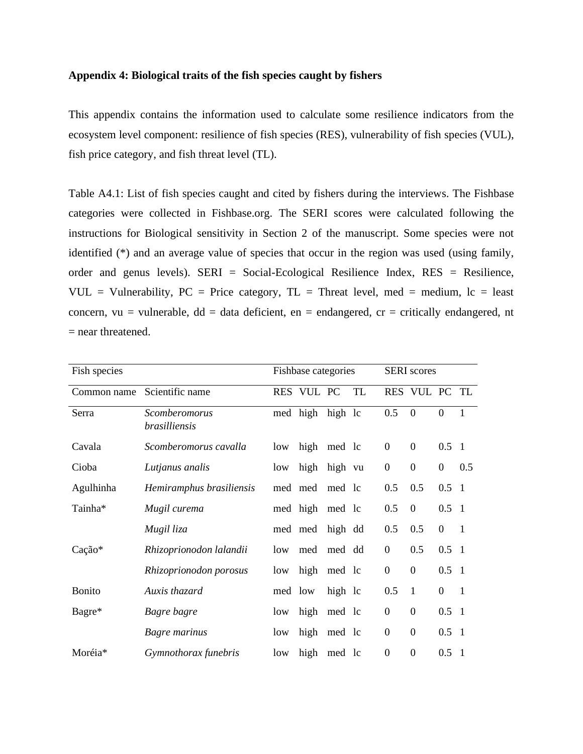**Appendix 4: Biological traits of the fish species caught by fishers**

This appendix contains the information used to calculate some resilience indicators from the ecosystem level component: resilience of fish species (RES), vulnerability of fish species (VUL), fish price category, and fish threat level (TL).

Table A4.1: List of fish species caught and cited by fishers during the interviews. The Fishbase categories were collected in Fishbase.org. The SERI scores were calculated following the instructions for Biological sensitivity in Section 2 of the manuscript. Some species were not identified (*) and an average value of species that occur in the region was used (using family, order and genus levels). SERI = Social-Ecological Resilience Index, RES = Resilience, VUL = Vulnerability, PC = Price category, TL = Threat level, med = medium, lc = least concern, vu = vulnerable, dd = data deficient, en = endangered, cr = critically endangered, nt = near threatened.

| Fish species | | Fishbase categories | | | | SERI scores | | | |
|---|---|---|---|---|---|---|---|---|---|
| Common name | Scientific name | RES | VUL | PC | TL | RES | VUL | PC | TL |
| Serra | *Scomberomorus brasilliensis* | med | high | high | lc | 0.5 | 0 | 0 | 1 |
| Cavala | *Scomberomorus cavalla* | low | high | med | lc | 0 | 0 | 0.5 | 1 |
| Cioba | *Lutjanus analis* | low | high | high | vu | 0 | 0 | 0 | 0.5 |
| Agulhinha | *Hemiramphus brasiliensis* | med | med | med | lc | 0.5 | 0.5 | 0.5 | 1 |
| Tainha* | *Mugil curema* | med | high | med | lc | 0.5 | 0 | 0.5 | 1 |
| | *Mugil liza* | med | med | high | dd | 0.5 | 0.5 | 0 | 1 |
| Cação* | *Rhizoprionodon lalandii* | low | med | med | dd | 0 | 0.5 | 0.5 | 1 |
| | *Rhizoprionodon porosus* | low | high | med | lc | 0 | 0 | 0.5 | 1 |
| Bonito | *Auxis thazard* | med | low | high | lc | 0.5 | 1 | 0 | 1 |
| Bagre* | *Bagre bagre* | low | high | med | lc | 0 | 0 | 0.5 | 1 |
| | *Bagre marinus* | low | high | med | lc | 0 | 0 | 0.5 | 1 |
| Moréia* | *Gymnothorax funebris* | low | high | med | lc | 0 | 0 | 0.5 | 1 |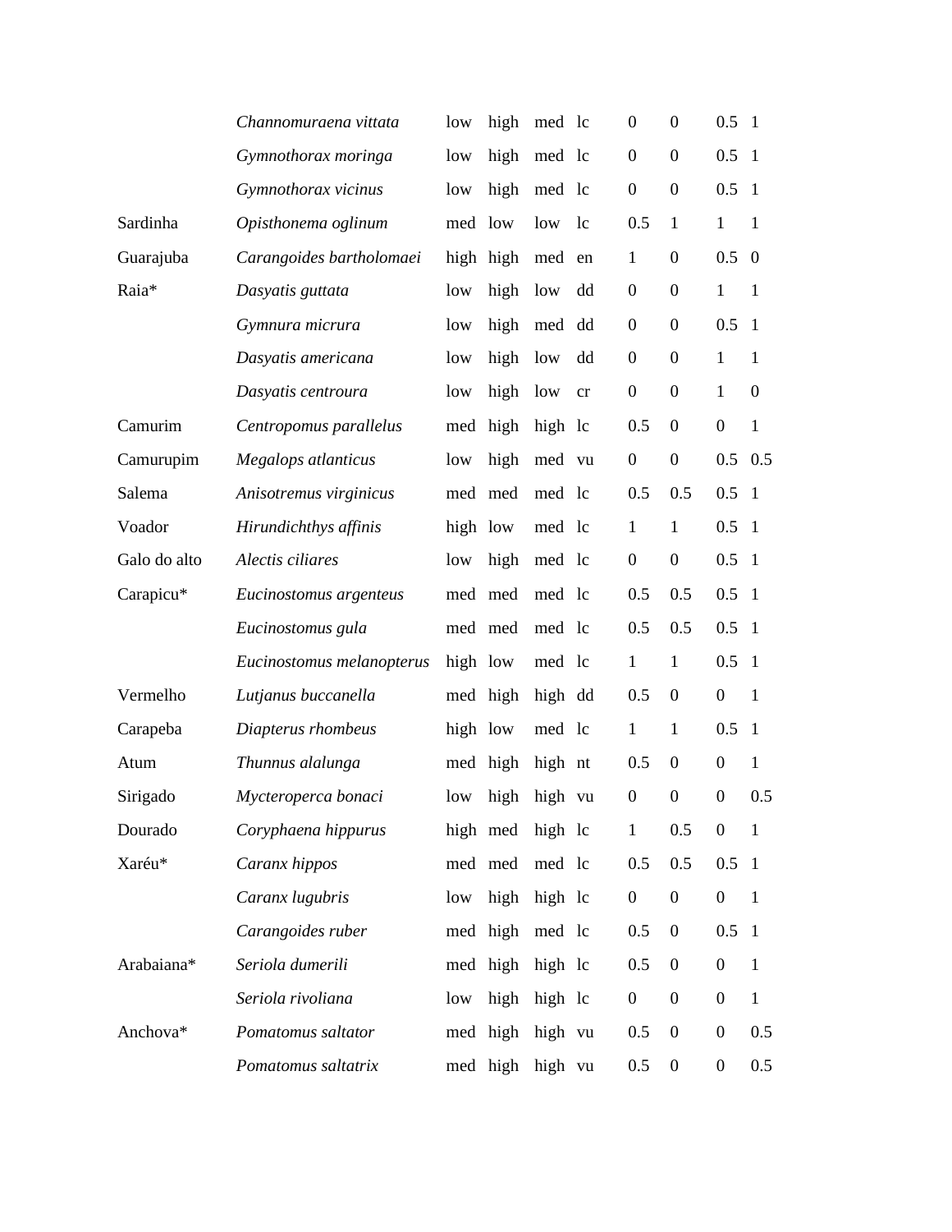| | | | | | | | | | |
|---|---|---|---|---|---|---|---|---|---|
| | *Channomuraena vittata* | low | high | med | lc | 0 | 0 | 0.5 | 1 |
| | *Gymnothorax moringa* | low | high | med | lc | 0 | 0 | 0.5 | 1 |
| | *Gymnothorax vicinus* | low | high | med | lc | 0 | 0 | 0.5 | 1 |
| Sardinha | *Opisthonema oglinum* | med | low | low | lc | 0.5 | 1 | 1 | 1 |
| Guarajuba | *Carangoides bartholomaei* | high | high | med | en | 1 | 0 | 0.5 | 0 |
| Raia* | *Dasyatis guttata* | low | high | low | dd | 0 | 0 | 1 | 1 |
| | *Gymnura micrura* | low | high | med | dd | 0 | 0 | 0.5 | 1 |
| | *Dasyatis americana* | low | high | low | dd | 0 | 0 | 1 | 1 |
| | *Dasyatis centroura* | low | high | low | cr | 0 | 0 | 1 | 0 |
| Camurim | *Centropomus parallelus* | med | high | high | lc | 0.5 | 0 | 0 | 1 |
| Camurupim | *Megalops atlanticus* | low | high | med | vu | 0 | 0 | 0.5 | 0.5 |
| Salema | *Anisotremus virginicus* | med | med | med | lc | 0.5 | 0.5 | 0.5 | 1 |
| Voador | *Hirundichthys affinis* | high | low | med | lc | 1 | 1 | 0.5 | 1 |
| Galo do alto | *Alectis ciliares* | low | high | med | lc | 0 | 0 | 0.5 | 1 |
| Carapicu* | *Eucinostomus argenteus* | med | med | med | lc | 0.5 | 0.5 | 0.5 | 1 |
| | *Eucinostomus gula* | med | med | med | lc | 0.5 | 0.5 | 0.5 | 1 |
| | *Eucinostomus melanopterus* | high | low | med | lc | 1 | 1 | 0.5 | 1 |
| Vermelho | *Lutjanus buccanella* | med | high | high | dd | 0.5 | 0 | 0 | 1 |
| Carapeba | *Diapterus rhombeus* | high | low | med | lc | 1 | 1 | 0.5 | 1 |
| Atum | *Thunnus alalunga* | med | high | high | nt | 0.5 | 0 | 0 | 1 |
| Sirigado | *Mycteroperca bonaci* | low | high | high | vu | 0 | 0 | 0 | 0.5 |
| Dourado | *Coryphaena hippurus* | high | med | high | lc | 1 | 0.5 | 0 | 1 |
| Xaréu* | *Caranx hippos* | med | med | med | lc | 0.5 | 0.5 | 0.5 | 1 |
| | *Caranx lugubris* | low | high | high | lc | 0 | 0 | 0 | 1 |
| | *Carangoides ruber* | med | high | med | lc | 0.5 | 0 | 0.5 | 1 |
| Arabaiana* | *Seriola dumerili* | med | high | high | lc | 0.5 | 0 | 0 | 1 |
| | *Seriola rivoliana* | low | high | high | lc | 0 | 0 | 0 | 1 |
| Anchova* | *Pomatomus saltator* | med | high | high | vu | 0.5 | 0 | 0 | 0.5 |
| | *Pomatomus saltatrix* | med | high | high | vu | 0.5 | 0 | 0 | 0.5 |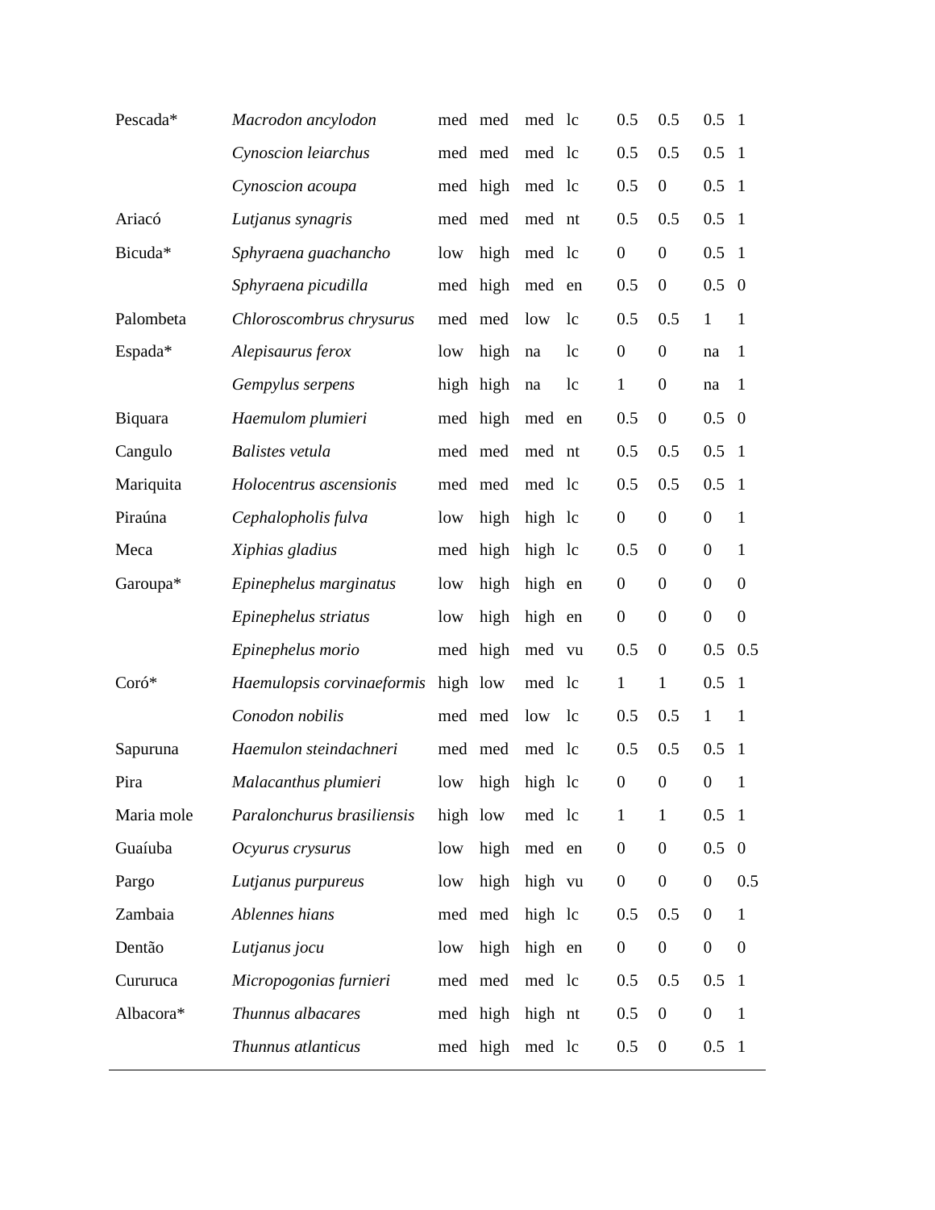| | | | | | | | | | |
|---|---|---|---|---|---|---|---|---|---|
| Pescada* | *Macrodon ancylodon* | med | med | med | lc | 0.5 | 0.5 | 0.5 | 1 |
| | *Cynoscion leiarchus* | med | med | med | lc | 0.5 | 0.5 | 0.5 | 1 |
| | *Cynoscion acoupa* | med | high | med | lc | 0.5 | 0 | 0.5 | 1 |
| Ariacó | *Lutjanus synagris* | med | med | med | nt | 0.5 | 0.5 | 0.5 | 1 |
| Bicuda* | *Sphyraena guachancho* | low | high | med | lc | 0 | 0 | 0.5 | 1 |
| | *Sphyraena picudilla* | med | high | med | en | 0.5 | 0 | 0.5 | 0 |
| Palombeta | *Chloroscombrus chrysurus* | med | med | low | lc | 0.5 | 0.5 | 1 | 1 |
| Espada* | *Alepisaurus ferox* | low | high | na | lc | 0 | 0 | na | 1 |
| | *Gempylus serpens* | high | high | na | lc | 1 | 0 | na | 1 |
| Biquara | *Haemulom plumieri* | med | high | med | en | 0.5 | 0 | 0.5 | 0 |
| Cangulo | *Balistes vetula* | med | med | med | nt | 0.5 | 0.5 | 0.5 | 1 |
| Mariquita | *Holocentrus ascensionis* | med | med | med | lc | 0.5 | 0.5 | 0.5 | 1 |
| Piraúna | *Cephalopholis fulva* | low | high | high | lc | 0 | 0 | 0 | 1 |
| Meca | *Xiphias gladius* | med | high | high | lc | 0.5 | 0 | 0 | 1 |
| Garoupa* | *Epinephelus marginatus* | low | high | high | en | 0 | 0 | 0 | 0 |
| | *Epinephelus striatus* | low | high | high | en | 0 | 0 | 0 | 0 |
| | *Epinephelus morio* | med | high | med | vu | 0.5 | 0 | 0.5 | 0.5 |
| Coró* | *Haemulopsis corvinaeformis* | high | low | med | lc | 1 | 1 | 0.5 | 1 |
| | *Conodon nobilis* | med | med | low | lc | 0.5 | 0.5 | 1 | 1 |
| Sapuruna | *Haemulon steindachneri* | med | med | med | lc | 0.5 | 0.5 | 0.5 | 1 |
| Pira | *Malacanthus plumieri* | low | high | high | lc | 0 | 0 | 0 | 1 |
| Maria mole | *Paralonchurus brasiliensis* | high | low | med | lc | 1 | 1 | 0.5 | 1 |
| Guaíuba | *Ocyurus crysurus* | low | high | med | en | 0 | 0 | 0.5 | 0 |
| Pargo | *Lutjanus purpureus* | low | high | high | vu | 0 | 0 | 0 | 0.5 |
| Zambaia | *Ablennes hians* | med | med | high | lc | 0.5 | 0.5 | 0 | 1 |
| Dentão | *Lutjanus jocu* | low | high | high | en | 0 | 0 | 0 | 0 |
| Cururuca | *Micropogonias furnieri* | med | med | med | lc | 0.5 | 0.5 | 0.5 | 1 |
| Albacora* | *Thunnus albacares* | med | high | high | nt | 0.5 | 0 | 0 | 1 |
| | *Thunnus atlanticus* | med | high | med | lc | 0.5 | 0 | 0.5 | 1 |